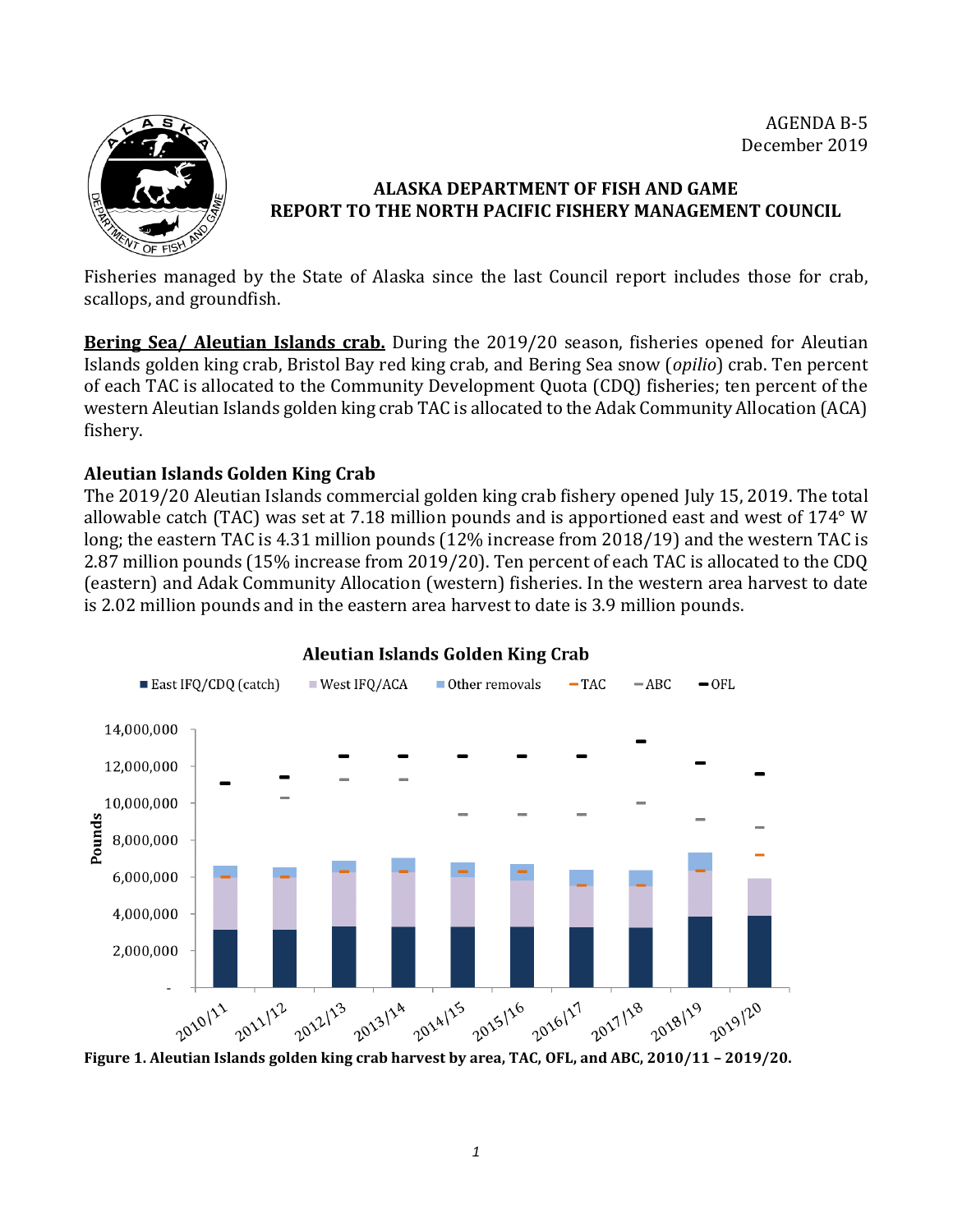AGENDA B-5
December 2019

**ALASKA DEPARTMENT OF FISH AND GAME**
**REPORT TO THE NORTH PACIFIC FISHERY MANAGEMENT COUNCIL**

Fisheries managed by the State of Alaska since the last Council report includes those for crab, scallops, and groundfish.

**Bering Sea/ Aleutian Islands crab.** During the 2019/20 season, fisheries opened for Aleutian Islands golden king crab, Bristol Bay red king crab, and Bering Sea snow (*opilio*) crab. Ten percent of each TAC is allocated to the Community Development Quota (CDQ) fisheries; ten percent of the western Aleutian Islands golden king crab TAC is allocated to the Adak Community Allocation (ACA) fishery.

### Aleutian Islands Golden King Crab

The 2019/20 Aleutian Islands commercial golden king crab fishery opened July 15, 2019. The total allowable catch (TAC) was set at 7.18 million pounds and is apportioned east and west of 174° W long; the eastern TAC is 4.31 million pounds (12% increase from 2018/19) and the western TAC is 2.87 million pounds (15% increase from 2019/20). Ten percent of each TAC is allocated to the CDQ (eastern) and Adak Community Allocation (western) fisheries. In the western area harvest to date is 2.02 million pounds and in the eastern area harvest to date is 3.9 million pounds.

**Figure 1. Aleutian Islands golden king crab harvest by area, TAC, OFL, and ABC, 2010/11 – 2019/20.**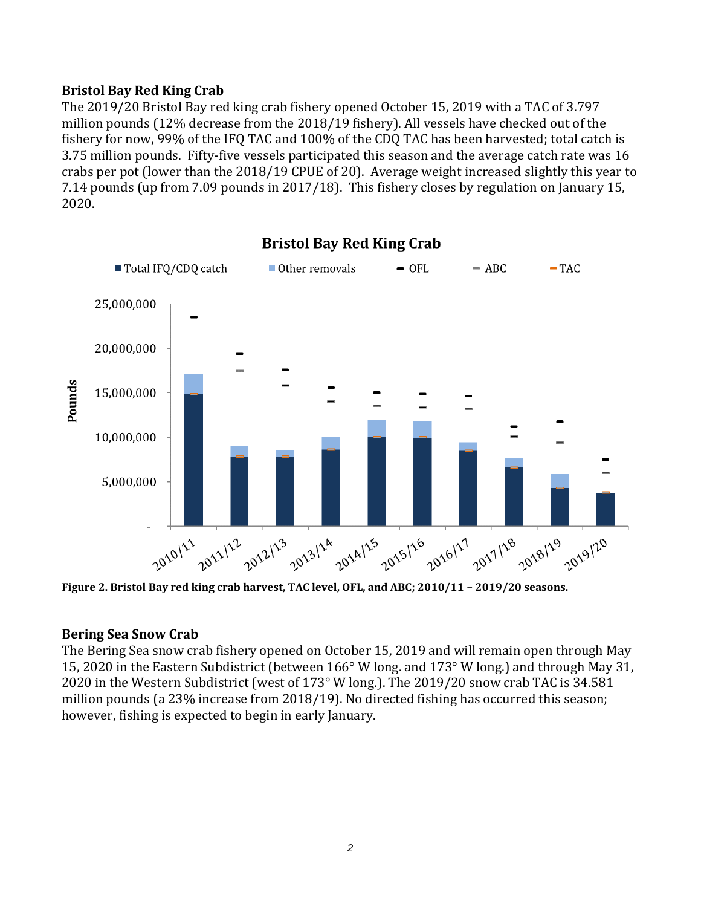### Bristol Bay Red King Crab

The 2019/20 Bristol Bay red king crab fishery opened October 15, 2019 with a TAC of 3.797 million pounds (12% decrease from the 2018/19 fishery). All vessels have checked out of the fishery for now, 99% of the IFQ TAC and 100% of the CDQ TAC has been harvested; total catch is 3.75 million pounds. Fifty-five vessels participated this season and the average catch rate was 16 crabs per pot (lower than the 2018/19 CPUE of 20). Average weight increased slightly this year to 7.14 pounds (up from 7.09 pounds in 2017/18). This fishery closes by regulation on January 15, 2020.

**Figure 2. Bristol Bay red king crab harvest, TAC level, OFL, and ABC; 2010/11 – 2019/20 seasons.**

### Bering Sea Snow Crab

The Bering Sea snow crab fishery opened on October 15, 2019 and will remain open through May 15, 2020 in the Eastern Subdistrict (between 166° W long. and 173° W long.) and through May 31, 2020 in the Western Subdistrict (west of 173° W long.). The 2019/20 snow crab TAC is 34.581 million pounds (a 23% increase from 2018/19). No directed fishing has occurred this season; however, fishing is expected to begin in early January.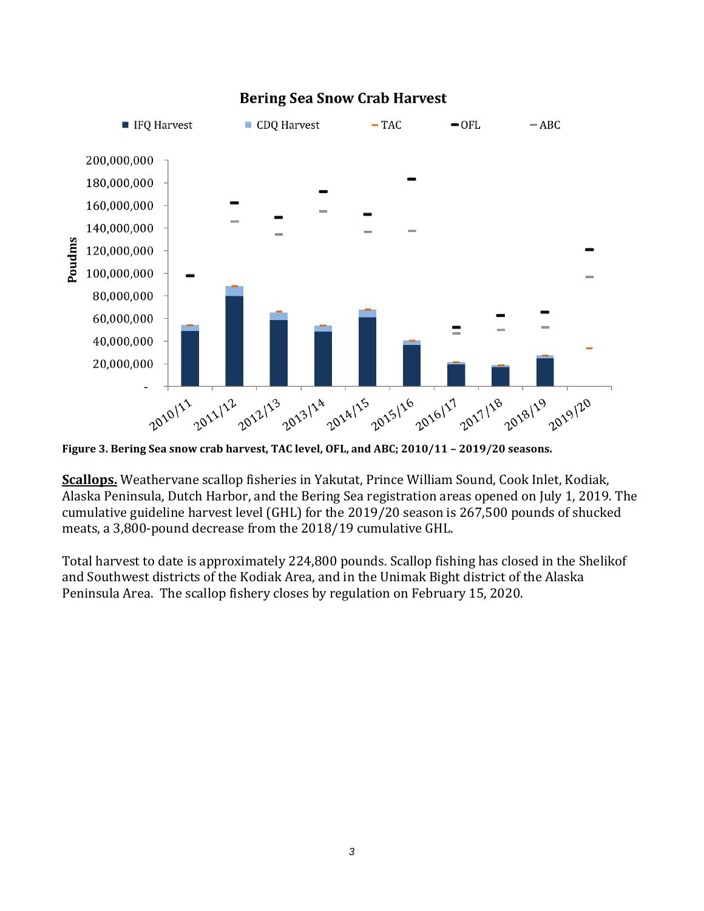**Figure 3. Bering Sea snow crab harvest, TAC level, OFL, and ABC; 2010/11 – 2019/20 seasons.**

**Scallops.** Weathervane scallop fisheries in Yakutat, Prince William Sound, Cook Inlet, Kodiak, Alaska Peninsula, Dutch Harbor, and the Bering Sea registration areas opened on July 1, 2019. The cumulative guideline harvest level (GHL) for the 2019/20 season is 267,500 pounds of shucked meats, a 3,800-pound decrease from the 2018/19 cumulative GHL.

Total harvest to date is approximately 224,800 pounds. Scallop fishing has closed in the Shelikof and Southwest districts of the Kodiak Area, and in the Unimak Bight district of the Alaska Peninsula Area. The scallop fishery closes by regulation on February 15, 2020.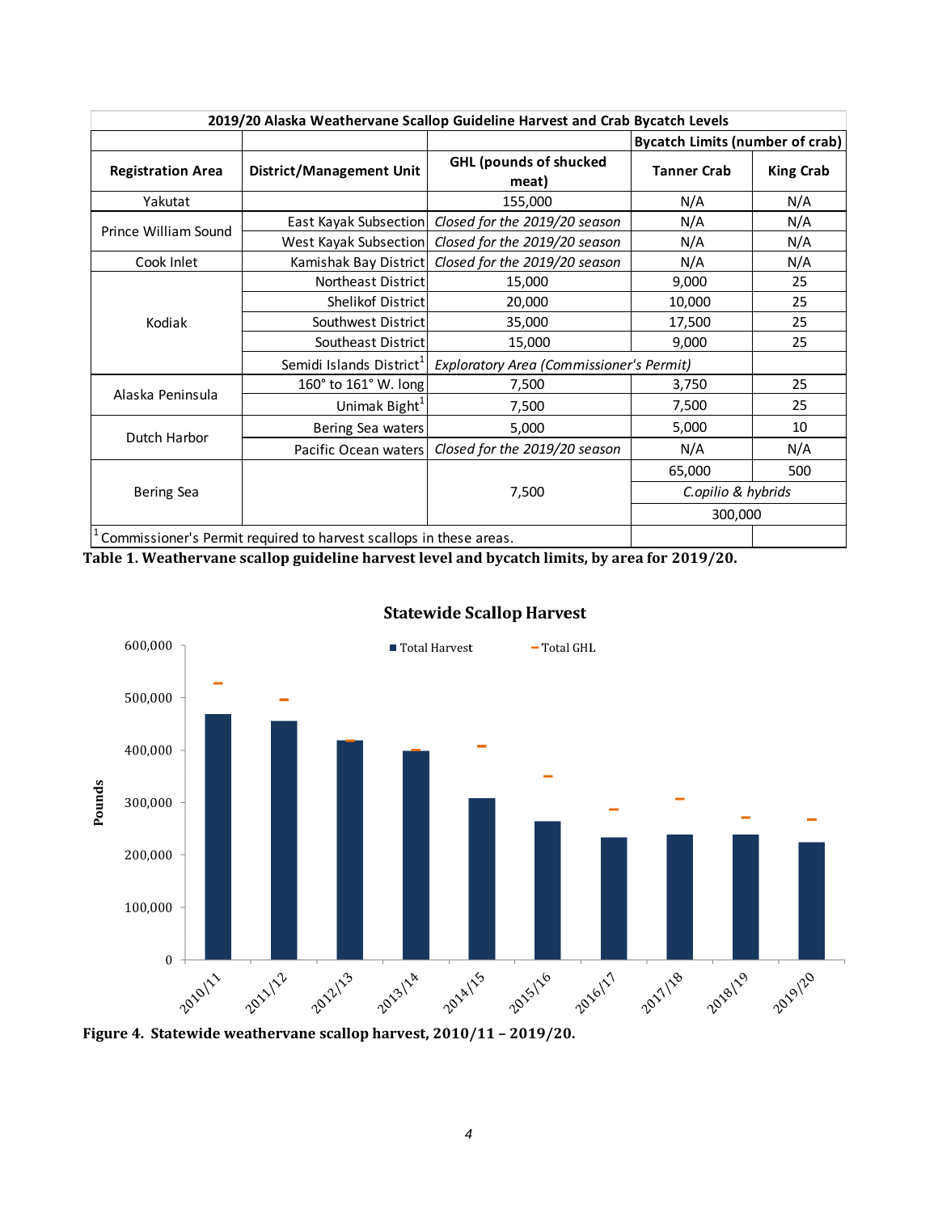| 2019/20 Alaska Weathervane Scallop Guideline Harvest and Crab Bycatch Levels | | | | |
|---|---|---|---|---|
| | | | Bycatch Limits (number of crab) | |
| Registration Area | District/Management Unit | GHL (pounds of shucked meat) | Tanner Crab | King Crab |
| Yakutat | | 155,000 | N/A | N/A |
| Prince William Sound | East Kayak Subsection | *Closed for the 2019/20 season* | N/A | N/A |
| | West Kayak Subsection | *Closed for the 2019/20 season* | N/A | N/A |
| Cook Inlet | Kamishak Bay District | *Closed for the 2019/20 season* | N/A | N/A |
| Kodiak | Northeast District | 15,000 | 9,000 | 25 |
| | Shelikof District | 20,000 | 10,000 | 25 |
| | Southwest District | 35,000 | 17,500 | 25 |
| | Southeast District | 15,000 | 9,000 | 25 |
| | Semidi Islands District[1] | *Exploratory Area (Commissioner's Permit)* | | |
| Alaska Peninsula | 160° to 161° W. long | 7,500 | 3,750 | 25 |
| | Unimak Bight[1] | 7,500 | 7,500 | 25 |
| Dutch Harbor | Bering Sea waters | 5,000 | 5,000 | 10 |
| | Pacific Ocean waters | *Closed for the 2019/20 season* | N/A | N/A |
| Bering Sea | | 7,500 | 65,000 | 500 |
| | | | *C.opilio & hybrids* | |
| | | | 300,000 | |

[1] Commissioner's Permit required to harvest scallops in these areas.

**Table 1. Weathervane scallop guideline harvest level and bycatch limits, by area for 2019/20.**

**Figure 4. Statewide weathervane scallop harvest, 2010/11 – 2019/20.**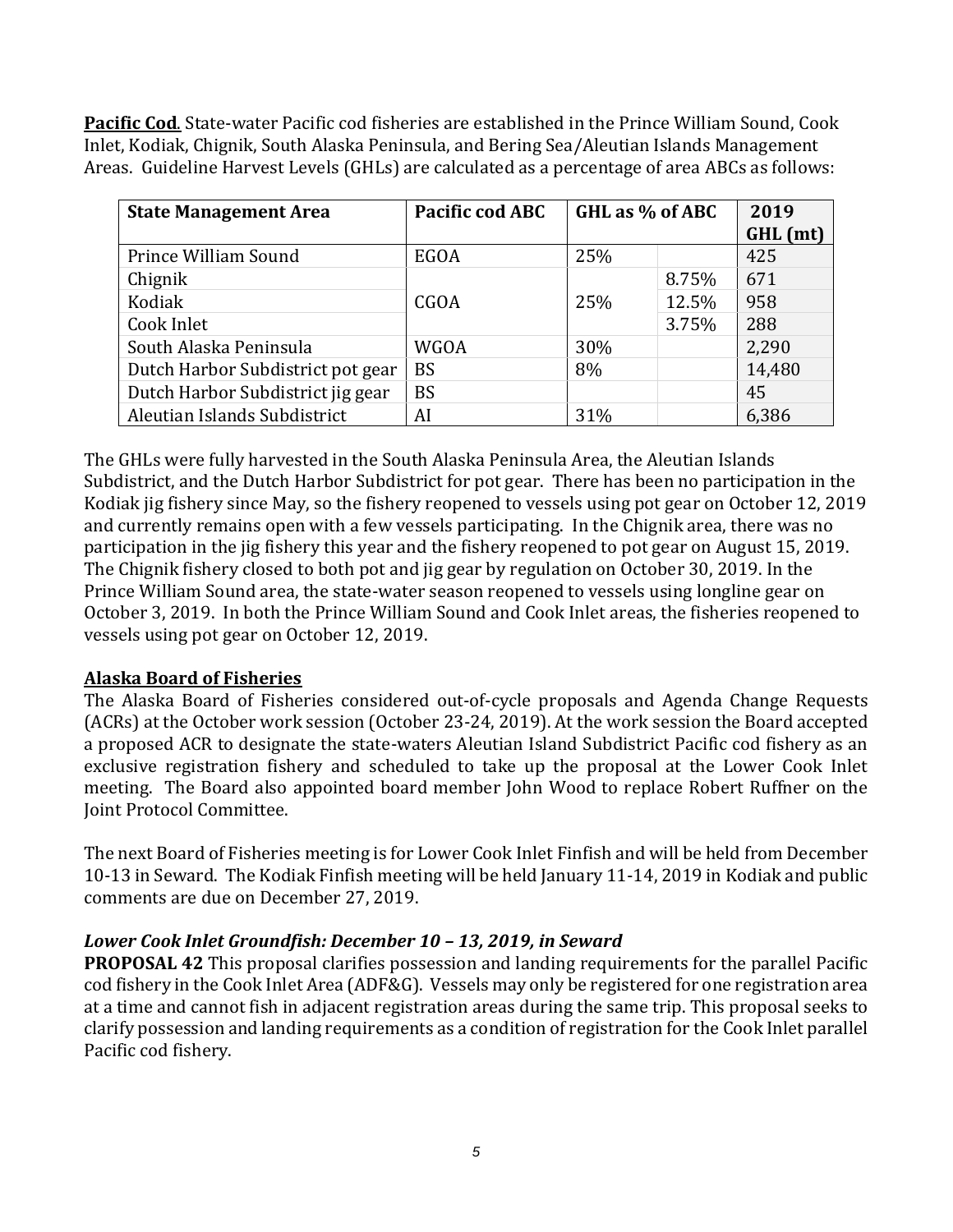**Pacific Cod**. State-water Pacific cod fisheries are established in the Prince William Sound, Cook Inlet, Kodiak, Chignik, South Alaska Peninsula, and Bering Sea/Aleutian Islands Management Areas. Guideline Harvest Levels (GHLs) are calculated as a percentage of area ABCs as follows:

| State Management Area | Pacific cod ABC | GHL as % of ABC | | 2019 GHL (mt) |
|---|---|---|---|---|
| Prince William Sound | EGOA | 25% | | 425 |
| Chignik | | | 8.75% | 671 |
| Kodiak | CGOA | 25% | 12.5% | 958 |
| Cook Inlet | | | 3.75% | 288 |
| South Alaska Peninsula | WGOA | 30% | | 2,290 |
| Dutch Harbor Subdistrict pot gear | BS | 8% | | 14,480 |
| Dutch Harbor Subdistrict jig gear | BS | | | 45 |
| Aleutian Islands Subdistrict | AI | 31% | | 6,386 |

The GHLs were fully harvested in the South Alaska Peninsula Area, the Aleutian Islands Subdistrict, and the Dutch Harbor Subdistrict for pot gear. There has been no participation in the Kodiak jig fishery since May, so the fishery reopened to vessels using pot gear on October 12, 2019 and currently remains open with a few vessels participating. In the Chignik area, there was no participation in the jig fishery this year and the fishery reopened to pot gear on August 15, 2019. The Chignik fishery closed to both pot and jig gear by regulation on October 30, 2019. In the Prince William Sound area, the state-water season reopened to vessels using longline gear on October 3, 2019. In both the Prince William Sound and Cook Inlet areas, the fisheries reopened to vessels using pot gear on October 12, 2019.

## Alaska Board of Fisheries

The Alaska Board of Fisheries considered out-of-cycle proposals and Agenda Change Requests (ACRs) at the October work session (October 23-24, 2019). At the work session the Board accepted a proposed ACR to designate the state-waters Aleutian Island Subdistrict Pacific cod fishery as an exclusive registration fishery and scheduled to take up the proposal at the Lower Cook Inlet meeting. The Board also appointed board member John Wood to replace Robert Ruffner on the Joint Protocol Committee.

The next Board of Fisheries meeting is for Lower Cook Inlet Finfish and will be held from December 10-13 in Seward. The Kodiak Finfish meeting will be held January 11-14, 2019 in Kodiak and public comments are due on December 27, 2019.

### *Lower Cook Inlet Groundfish: December 10 – 13, 2019, in Seward*

**PROPOSAL 42** This proposal clarifies possession and landing requirements for the parallel Pacific cod fishery in the Cook Inlet Area (ADF&G). Vessels may only be registered for one registration area at a time and cannot fish in adjacent registration areas during the same trip. This proposal seeks to clarify possession and landing requirements as a condition of registration for the Cook Inlet parallel Pacific cod fishery.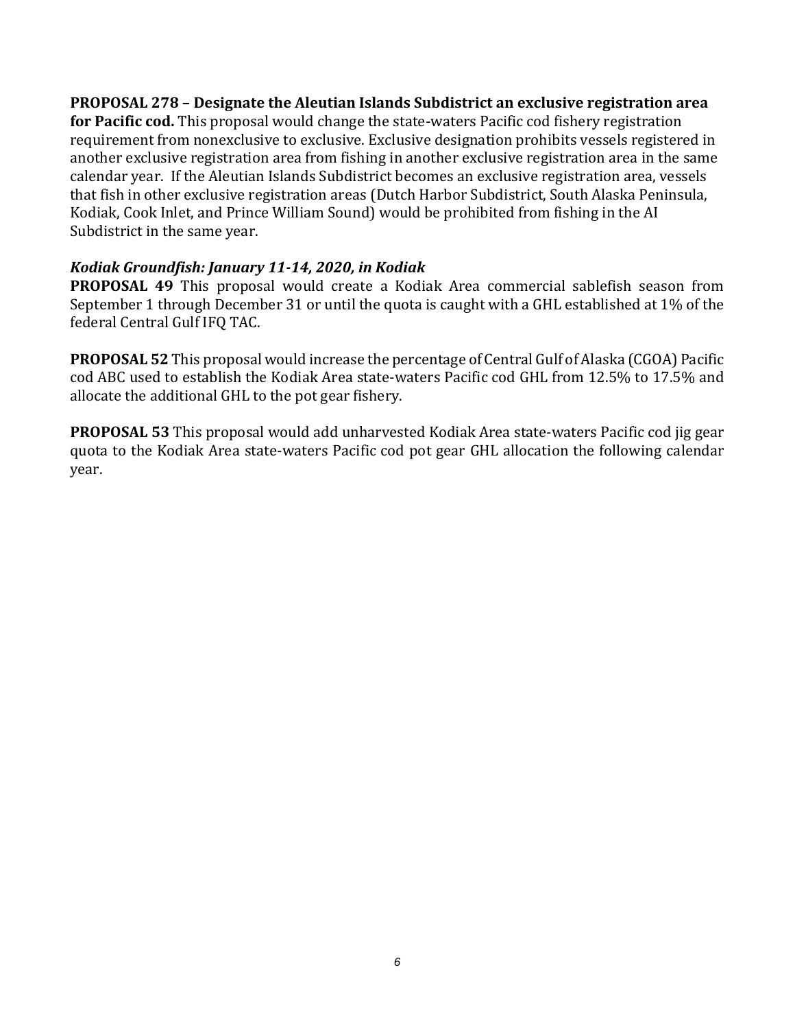**PROPOSAL 278 – Designate the Aleutian Islands Subdistrict an exclusive registration area for Pacific cod.** This proposal would change the state-waters Pacific cod fishery registration requirement from nonexclusive to exclusive. Exclusive designation prohibits vessels registered in another exclusive registration area from fishing in another exclusive registration area in the same calendar year. If the Aleutian Islands Subdistrict becomes an exclusive registration area, vessels that fish in other exclusive registration areas (Dutch Harbor Subdistrict, South Alaska Peninsula, Kodiak, Cook Inlet, and Prince William Sound) would be prohibited from fishing in the AI Subdistrict in the same year.

***Kodiak Groundfish: January 11-14, 2020, in Kodiak***

**PROPOSAL 49** This proposal would create a Kodiak Area commercial sablefish season from September 1 through December 31 or until the quota is caught with a GHL established at 1% of the federal Central Gulf IFQ TAC.

**PROPOSAL 52** This proposal would increase the percentage of Central Gulf of Alaska (CGOA) Pacific cod ABC used to establish the Kodiak Area state-waters Pacific cod GHL from 12.5% to 17.5% and allocate the additional GHL to the pot gear fishery.

**PROPOSAL 53** This proposal would add unharvested Kodiak Area state-waters Pacific cod jig gear quota to the Kodiak Area state-waters Pacific cod pot gear GHL allocation the following calendar year.